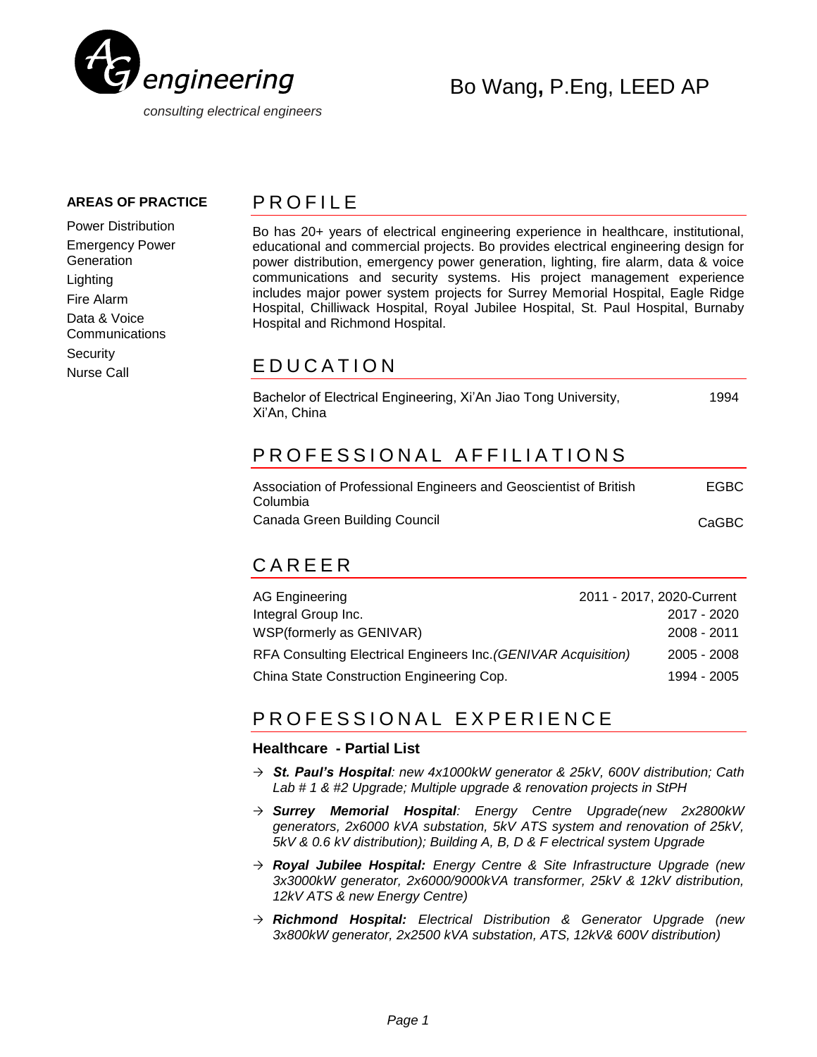AG engineering

*consulting electrical engineers*

# Bo Wang, P.Eng, LEED AP

**AREAS OF PRACTICE**

Power Distribution
Emergency Power Generation
Lighting
Fire Alarm
Data & Voice Communications
Security
Nurse Call

## PROFILE

Bo has 20+ years of electrical engineering experience in healthcare, institutional, educational and commercial projects. Bo provides electrical engineering design for power distribution, emergency power generation, lighting, fire alarm, data & voice communications and security systems. His project management experience includes major power system projects for Surrey Memorial Hospital, Eagle Ridge Hospital, Chilliwack Hospital, Royal Jubilee Hospital, St. Paul Hospital, Burnaby Hospital and Richmond Hospital.

## EDUCATION

| | |
|---|---|
| Bachelor of Electrical Engineering, Xi'An Jiao Tong University, Xi'An, China | 1994 |

## PROFESSIONAL AFFILIATIONS

| | |
|---|---|
| Association of Professional Engineers and Geoscientist of British Columbia | EGBC |
| Canada Green Building Council | CaGBC |

## CAREER

| | |
|---|---|
| AG Engineering | 2011 - 2017, 2020-Current |
| Integral Group Inc. | 2017 - 2020 |
| WSP(formerly as GENIVAR) | 2008 - 2011 |
| RFA Consulting Electrical Engineers Inc.*(GENIVAR Acquisition)* | 2005 - 2008 |
| China State Construction Engineering Cop. | 1994 - 2005 |

## PROFESSIONAL EXPERIENCE

### Healthcare - Partial List

- → ***St. Paul's Hospital**: new 4x1000kW generator & 25kV, 600V distribution; Cath Lab # 1 & #2 Upgrade; Multiple upgrade & renovation projects in StPH*
- → ***Surrey Memorial Hospital**: Energy Centre Upgrade(new 2x2800kW generators, 2x6000 kVA substation, 5kV ATS system and renovation of 25kV, 5kV & 0.6 kV distribution); Building A, B, D & F electrical system Upgrade*
- → ***Royal Jubilee Hospital:** Energy Centre & Site Infrastructure Upgrade (new 3x3000kW generator, 2x6000/9000kVA transformer, 25kV & 12kV distribution, 12kV ATS & new Energy Centre)*
- → ***Richmond Hospital:** Electrical Distribution & Generator Upgrade (new 3x800kW generator, 2x2500 kVA substation, ATS, 12kV& 600V distribution)*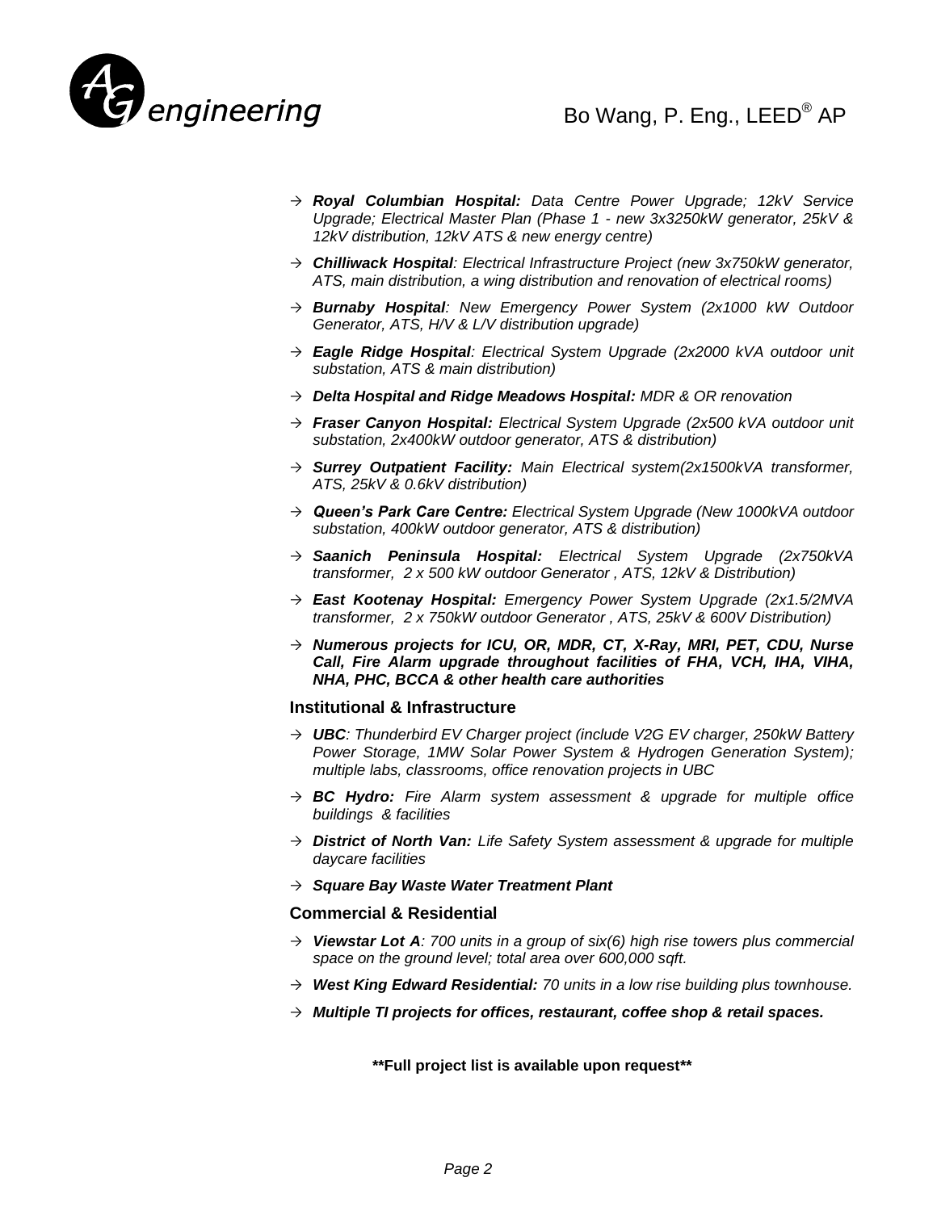- → ***Royal Columbian Hospital:*** *Data Centre Power Upgrade; 12kV Service Upgrade; Electrical Master Plan (Phase 1 - new 3x3250kW generator, 25kV & 12kV distribution, 12kV ATS & new energy centre)*
- → ***Chilliwack Hospital****: Electrical Infrastructure Project (new 3x750kW generator, ATS, main distribution, a wing distribution and renovation of electrical rooms)*
- → ***Burnaby Hospital****: New Emergency Power System (2x1000 kW Outdoor Generator, ATS, H/V & L/V distribution upgrade)*
- → ***Eagle Ridge Hospital****: Electrical System Upgrade (2x2000 kVA outdoor unit substation, ATS & main distribution)*
- → ***Delta Hospital and Ridge Meadows Hospital:*** *MDR & OR renovation*
- → ***Fraser Canyon Hospital:*** *Electrical System Upgrade (2x500 kVA outdoor unit substation, 2x400kW outdoor generator, ATS & distribution)*
- → ***Surrey Outpatient Facility:*** *Main Electrical system(2x1500kVA transformer, ATS, 25kV & 0.6kV distribution)*
- → ***Queen's Park Care Centre:*** *Electrical System Upgrade (New 1000kVA outdoor substation, 400kW outdoor generator, ATS & distribution)*
- → ***Saanich Peninsula Hospital:*** *Electrical System Upgrade (2x750kVA transformer, 2 x 500 kW outdoor Generator , ATS, 12kV & Distribution)*
- → ***East Kootenay Hospital:*** *Emergency Power System Upgrade (2x1.5/2MVA transformer, 2 x 750kW outdoor Generator , ATS, 25kV & 600V Distribution)*
- → ***Numerous projects for ICU, OR, MDR, CT, X-Ray, MRI, PET, CDU, Nurse Call, Fire Alarm upgrade throughout facilities of FHA, VCH, IHA, VIHA, NHA, PHC, BCCA & other health care authorities***

### Institutional & Infrastructure

- → ***UBC****: Thunderbird EV Charger project (include V2G EV charger, 250kW Battery Power Storage, 1MW Solar Power System & Hydrogen Generation System); multiple labs, classrooms, office renovation projects in UBC*
- → ***BC Hydro:*** *Fire Alarm system assessment & upgrade for multiple office buildings & facilities*
- → ***District of North Van:*** *Life Safety System assessment & upgrade for multiple daycare facilities*
- → ***Square Bay Waste Water Treatment Plant***

### Commercial & Residential

- → ***Viewstar Lot A****: 700 units in a group of six(6) high rise towers plus commercial space on the ground level; total area over 600,000 sqft.*
- → ***West King Edward Residential:*** *70 units in a low rise building plus townhouse.*
- → ***Multiple TI projects for offices, restaurant, coffee shop & retail spaces.***

**\*\*Full project list is available upon request\*\***